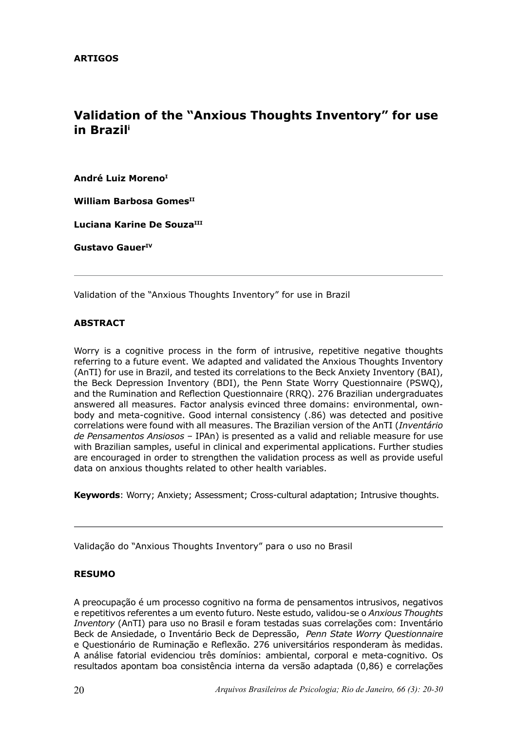**ARTIGOS**

# Validation of the "Anxious Thoughts Inventory" for use in Brazil[i]

**André Luiz Moreno[I]**

**William Barbosa Gomes[II]**

**Luciana Karine De Souza[III]**

**Gustavo Gauer[IV]**

---

Validation of the "Anxious Thoughts Inventory" for use in Brazil

## ABSTRACT

Worry is a cognitive process in the form of intrusive, repetitive negative thoughts referring to a future event. We adapted and validated the Anxious Thoughts Inventory (AnTI) for use in Brazil, and tested its correlations to the Beck Anxiety Inventory (BAI), the Beck Depression Inventory (BDI), the Penn State Worry Questionnaire (PSWQ), and the Rumination and Reflection Questionnaire (RRQ). 276 Brazilian undergraduates answered all measures. Factor analysis evinced three domains: environmental, own-body and meta-cognitive. Good internal consistency (.86) was detected and positive correlations were found with all measures. The Brazilian version of the AnTI (*Inventário de Pensamentos Ansiosos* – IPAn) is presented as a valid and reliable measure for use with Brazilian samples, useful in clinical and experimental applications. Further studies are encouraged in order to strengthen the validation process as well as provide useful data on anxious thoughts related to other health variables.

**Keywords**: Worry; Anxiety; Assessment; Cross-cultural adaptation; Intrusive thoughts.

---

Validação do "Anxious Thoughts Inventory" para o uso no Brasil

## RESUMO

A preocupação é um processo cognitivo na forma de pensamentos intrusivos, negativos e repetitivos referentes a um evento futuro. Neste estudo, validou-se o *Anxious Thoughts Inventory* (AnTI) para uso no Brasil e foram testadas suas correlações com: Inventário Beck de Ansiedade, o Inventário Beck de Depressão, *Penn State Worry Questionnaire* e Questionário de Ruminação e Reflexão. 276 universitários responderam às medidas. A análise fatorial evidenciou três domínios: ambiental, corporal e meta-cognitivo. Os resultados apontam boa consistência interna da versão adaptada (0,86) e correlações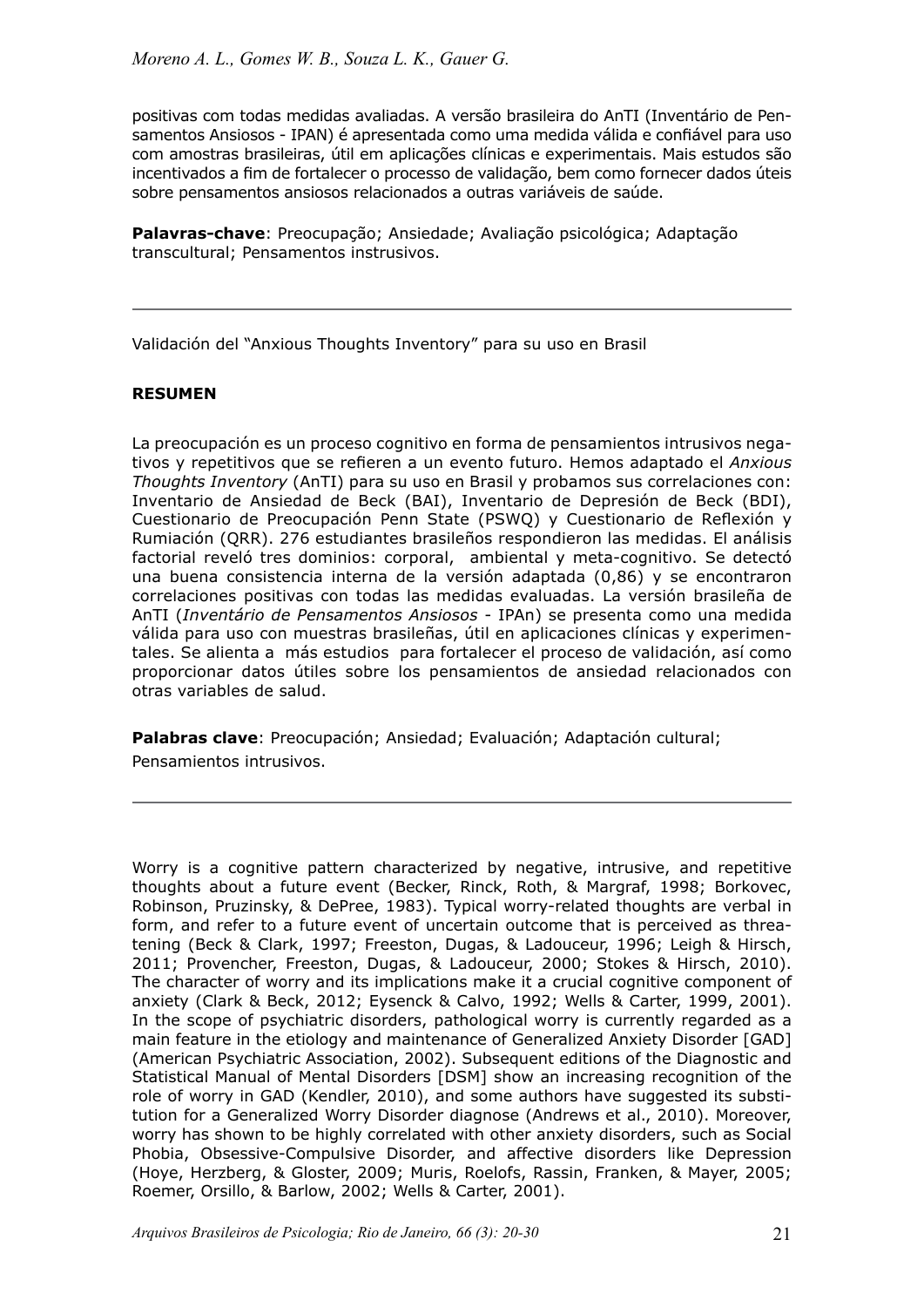positivas com todas medidas avaliadas. A versão brasileira do AnTI (Inventário de Pensamentos Ansiosos - IPAN) é apresentada como uma medida válida e confiável para uso com amostras brasileiras, útil em aplicações clínicas e experimentais. Mais estudos são incentivados a fim de fortalecer o processo de validação, bem como fornecer dados úteis sobre pensamentos ansiosos relacionados a outras variáveis de saúde.

**Palavras-chave**: Preocupação; Ansiedade; Avaliação psicológica; Adaptação transcultural; Pensamentos instrusivos.

---

Validación del "Anxious Thoughts Inventory" para su uso en Brasil

**RESUMEN**

La preocupación es un proceso cognitivo en forma de pensamientos intrusivos negativos y repetitivos que se refieren a un evento futuro. Hemos adaptado el *Anxious Thoughts Inventory* (AnTI) para su uso en Brasil y probamos sus correlaciones con: Inventario de Ansiedad de Beck (BAI), Inventario de Depresión de Beck (BDI), Cuestionario de Preocupación Penn State (PSWQ) y Cuestionario de Reflexión y Rumiación (QRR). 276 estudiantes brasileños respondieron las medidas. El análisis factorial reveló tres dominios: corporal, ambiental y meta-cognitivo. Se detectó una buena consistencia interna de la versión adaptada (0,86) y se encontraron correlaciones positivas con todas las medidas evaluadas. La versión brasileña de AnTI (*Inventário de Pensamentos Ansiosos* - IPAn) se presenta como una medida válida para uso con muestras brasileñas, útil en aplicaciones clínicas y experimentales. Se alienta a más estudios para fortalecer el proceso de validación, así como proporcionar datos útiles sobre los pensamientos de ansiedad relacionados con otras variables de salud.

**Palabras clave**: Preocupación; Ansiedad; Evaluación; Adaptación cultural; Pensamientos intrusivos.

---

Worry is a cognitive pattern characterized by negative, intrusive, and repetitive thoughts about a future event (Becker, Rinck, Roth, & Margraf, 1998; Borkovec, Robinson, Pruzinsky, & DePree, 1983). Typical worry-related thoughts are verbal in form, and refer to a future event of uncertain outcome that is perceived as threatening (Beck & Clark, 1997; Freeston, Dugas, & Ladouceur, 1996; Leigh & Hirsch, 2011; Provencher, Freeston, Dugas, & Ladouceur, 2000; Stokes & Hirsch, 2010). The character of worry and its implications make it a crucial cognitive component of anxiety (Clark & Beck, 2012; Eysenck & Calvo, 1992; Wells & Carter, 1999, 2001). In the scope of psychiatric disorders, pathological worry is currently regarded as a main feature in the etiology and maintenance of Generalized Anxiety Disorder [GAD] (American Psychiatric Association, 2002). Subsequent editions of the Diagnostic and Statistical Manual of Mental Disorders [DSM] show an increasing recognition of the role of worry in GAD (Kendler, 2010), and some authors have suggested its substitution for a Generalized Worry Disorder diagnose (Andrews et al., 2010). Moreover, worry has shown to be highly correlated with other anxiety disorders, such as Social Phobia, Obsessive-Compulsive Disorder, and affective disorders like Depression (Hoye, Herzberg, & Gloster, 2009; Muris, Roelofs, Rassin, Franken, & Mayer, 2005; Roemer, Orsillo, & Barlow, 2002; Wells & Carter, 2001).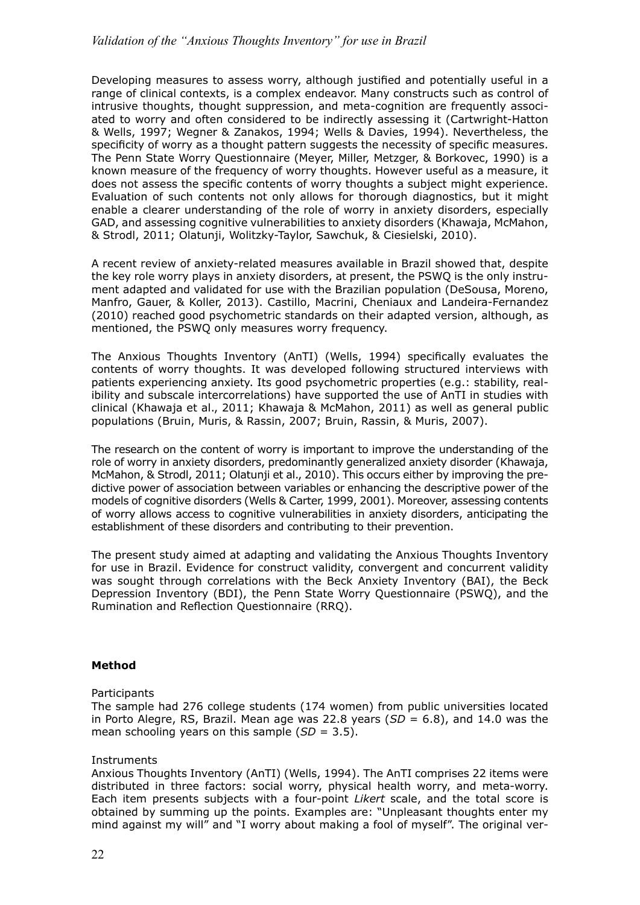Developing measures to assess worry, although justified and potentially useful in a range of clinical contexts, is a complex endeavor. Many constructs such as control of intrusive thoughts, thought suppression, and meta-cognition are frequently associated to worry and often considered to be indirectly assessing it (Cartwright-Hatton & Wells, 1997; Wegner & Zanakos, 1994; Wells & Davies, 1994). Nevertheless, the specificity of worry as a thought pattern suggests the necessity of specific measures. The Penn State Worry Questionnaire (Meyer, Miller, Metzger, & Borkovec, 1990) is a known measure of the frequency of worry thoughts. However useful as a measure, it does not assess the specific contents of worry thoughts a subject might experience. Evaluation of such contents not only allows for thorough diagnostics, but it might enable a clearer understanding of the role of worry in anxiety disorders, especially GAD, and assessing cognitive vulnerabilities to anxiety disorders (Khawaja, McMahon, & Strodl, 2011; Olatunji, Wolitzky-Taylor, Sawchuk, & Ciesielski, 2010).

A recent review of anxiety-related measures available in Brazil showed that, despite the key role worry plays in anxiety disorders, at present, the PSWQ is the only instrument adapted and validated for use with the Brazilian population (DeSousa, Moreno, Manfro, Gauer, & Koller, 2013). Castillo, Macrini, Cheniaux and Landeira-Fernandez (2010) reached good psychometric standards on their adapted version, although, as mentioned, the PSWQ only measures worry frequency.

The Anxious Thoughts Inventory (AnTI) (Wells, 1994) specifically evaluates the contents of worry thoughts. It was developed following structured interviews with patients experiencing anxiety. Its good psychometric properties (e.g.: stability, realibility and subscale intercorrelations) have supported the use of AnTI in studies with clinical (Khawaja et al., 2011; Khawaja & McMahon, 2011) as well as general public populations (Bruin, Muris, & Rassin, 2007; Bruin, Rassin, & Muris, 2007).

The research on the content of worry is important to improve the understanding of the role of worry in anxiety disorders, predominantly generalized anxiety disorder (Khawaja, McMahon, & Strodl, 2011; Olatunji et al., 2010). This occurs either by improving the predictive power of association between variables or enhancing the descriptive power of the models of cognitive disorders (Wells & Carter, 1999, 2001). Moreover, assessing contents of worry allows access to cognitive vulnerabilities in anxiety disorders, anticipating the establishment of these disorders and contributing to their prevention.

The present study aimed at adapting and validating the Anxious Thoughts Inventory for use in Brazil. Evidence for construct validity, convergent and concurrent validity was sought through correlations with the Beck Anxiety Inventory (BAI), the Beck Depression Inventory (BDI), the Penn State Worry Questionnaire (PSWQ), and the Rumination and Reflection Questionnaire (RRQ).

## Method

Participants

The sample had 276 college students (174 women) from public universities located in Porto Alegre, RS, Brazil. Mean age was 22.8 years (*SD* = 6.8), and 14.0 was the mean schooling years on this sample (*SD* = 3.5).

Instruments

Anxious Thoughts Inventory (AnTI) (Wells, 1994). The AnTI comprises 22 items were distributed in three factors: social worry, physical health worry, and meta-worry. Each item presents subjects with a four-point *Likert* scale, and the total score is obtained by summing up the points. Examples are: "Unpleasant thoughts enter my mind against my will" and "I worry about making a fool of myself". The original ver-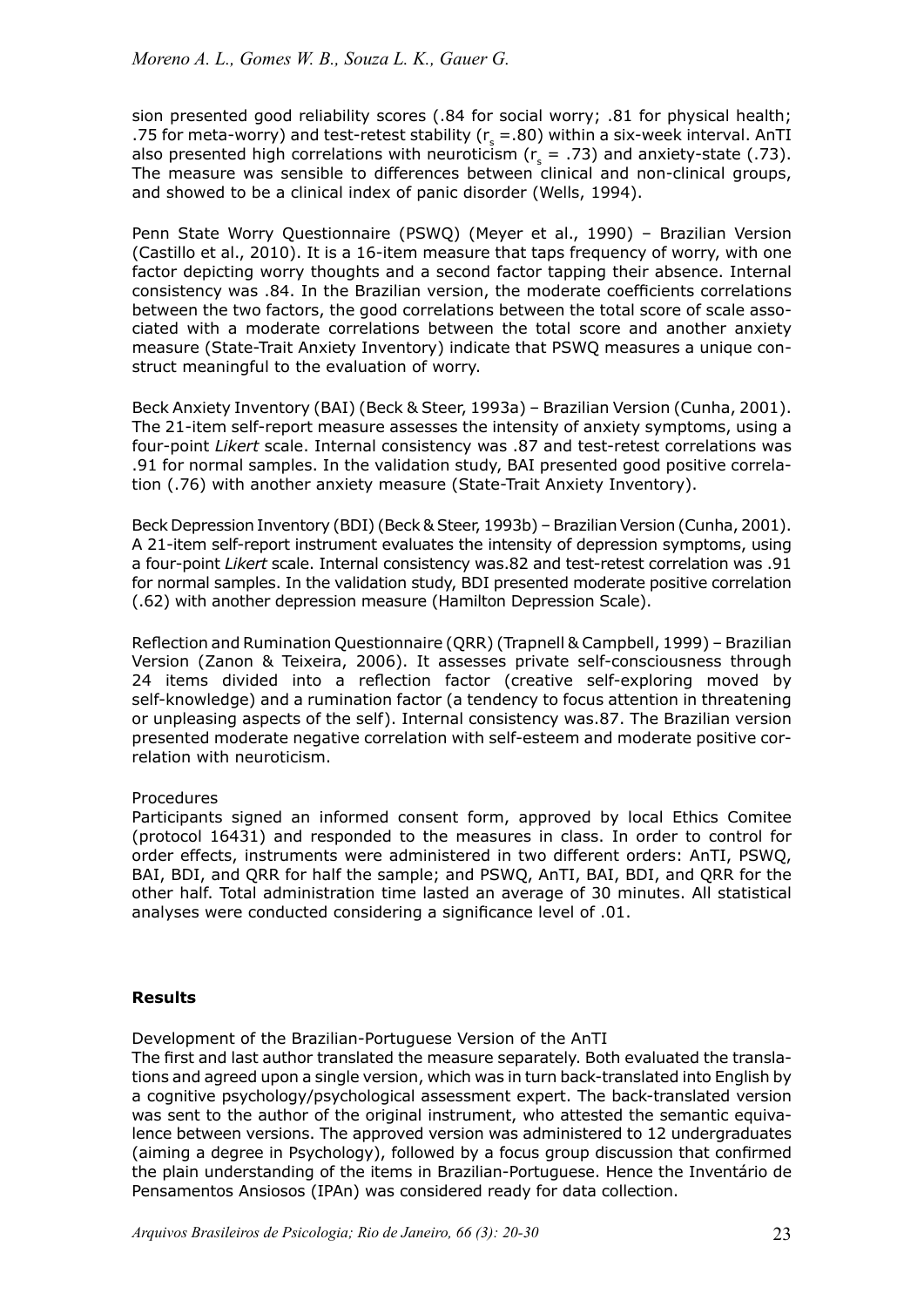sion presented good reliability scores (.84 for social worry; .81 for physical health; .75 for meta-worry) and test-retest stability ($r_s$ =.80) within a six-week interval. AnTI also presented high correlations with neuroticism ($r_s$ = .73) and anxiety-state (.73). The measure was sensible to differences between clinical and non-clinical groups, and showed to be a clinical index of panic disorder (Wells, 1994).

Penn State Worry Questionnaire (PSWQ) (Meyer et al., 1990) – Brazilian Version (Castillo et al., 2010). It is a 16-item measure that taps frequency of worry, with one factor depicting worry thoughts and a second factor tapping their absence. Internal consistency was .84. In the Brazilian version, the moderate coefficients correlations between the two factors, the good correlations between the total score of scale associated with a moderate correlations between the total score and another anxiety measure (State-Trait Anxiety Inventory) indicate that PSWQ measures a unique construct meaningful to the evaluation of worry.

Beck Anxiety Inventory (BAI) (Beck & Steer, 1993a) – Brazilian Version (Cunha, 2001). The 21-item self-report measure assesses the intensity of anxiety symptoms, using a four-point *Likert* scale. Internal consistency was .87 and test-retest correlations was .91 for normal samples. In the validation study, BAI presented good positive correlation (.76) with another anxiety measure (State-Trait Anxiety Inventory).

Beck Depression Inventory (BDI) (Beck & Steer, 1993b) – Brazilian Version (Cunha, 2001). A 21-item self-report instrument evaluates the intensity of depression symptoms, using a four-point *Likert* scale. Internal consistency was.82 and test-retest correlation was .91 for normal samples. In the validation study, BDI presented moderate positive correlation (.62) with another depression measure (Hamilton Depression Scale).

Reflection and Rumination Questionnaire (QRR) (Trapnell & Campbell, 1999) – Brazilian Version (Zanon & Teixeira, 2006). It assesses private self-consciousness through 24 items divided into a reflection factor (creative self-exploring moved by self-knowledge) and a rumination factor (a tendency to focus attention in threatening or unpleasing aspects of the self). Internal consistency was.87. The Brazilian version presented moderate negative correlation with self-esteem and moderate positive correlation with neuroticism.

Procedures

Participants signed an informed consent form, approved by local Ethics Comitee (protocol 16431) and responded to the measures in class. In order to control for order effects, instruments were administered in two different orders: AnTI, PSWQ, BAI, BDI, and QRR for half the sample; and PSWQ, AnTI, BAI, BDI, and QRR for the other half. Total administration time lasted an average of 30 minutes. All statistical analyses were conducted considering a significance level of .01.

## Results

Development of the Brazilian-Portuguese Version of the AnTI

The first and last author translated the measure separately. Both evaluated the translations and agreed upon a single version, which was in turn back-translated into English by a cognitive psychology/psychological assessment expert. The back-translated version was sent to the author of the original instrument, who attested the semantic equivalence between versions. The approved version was administered to 12 undergraduates (aiming a degree in Psychology), followed by a focus group discussion that confirmed the plain understanding of the items in Brazilian-Portuguese. Hence the Inventário de Pensamentos Ansiosos (IPAn) was considered ready for data collection.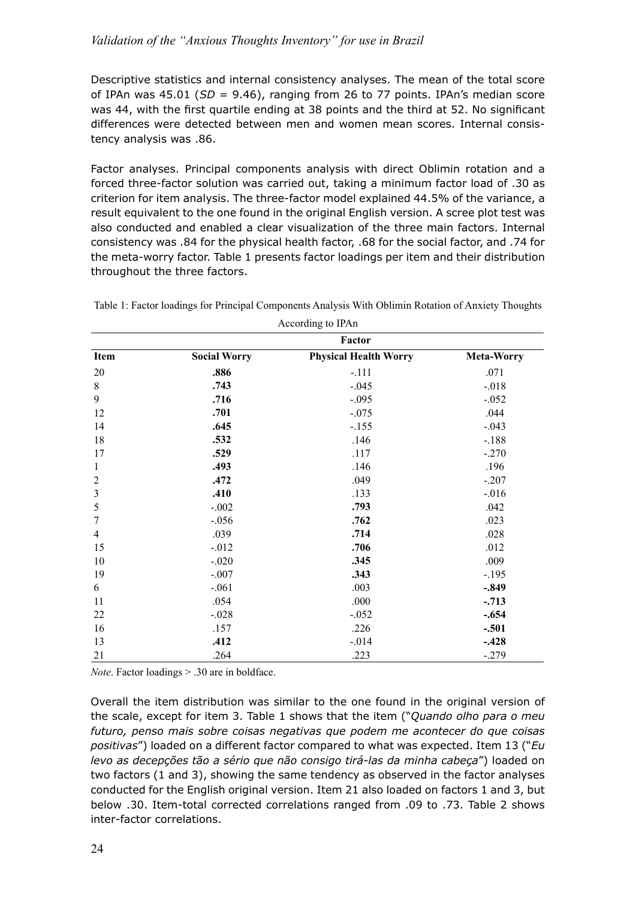Descriptive statistics and internal consistency analyses. The mean of the total score of IPAn was 45.01 (*SD* = 9.46), ranging from 26 to 77 points. IPAn's median score was 44, with the first quartile ending at 38 points and the third at 52. No significant differences were detected between men and women mean scores. Internal consistency analysis was .86.

Factor analyses. Principal components analysis with direct Oblimin rotation and a forced three-factor solution was carried out, taking a minimum factor load of .30 as criterion for item analysis. The three-factor model explained 44.5% of the variance, a result equivalent to the one found in the original English version. A scree plot test was also conducted and enabled a clear visualization of the three main factors. Internal consistency was .84 for the physical health factor, .68 for the social factor, and .74 for the meta-worry factor. Table 1 presents factor loadings per item and their distribution throughout the three factors.

Table 1: Factor loadings for Principal Components Analysis With Oblimin Rotation of Anxiety Thoughts According to IPAn

| | Factor | | |
|---|---|---|---|
| **Item** | **Social Worry** | **Physical Health Worry** | **Meta-Worry** |
| 20 | **.886** | -.111 | .071 |
| 8 | **.743** | -.045 | -.018 |
| 9 | **.716** | -.095 | -.052 |
| 12 | **.701** | -.075 | .044 |
| 14 | **.645** | -.155 | -.043 |
| 18 | **.532** | .146 | -.188 |
| 17 | **.529** | .117 | -.270 |
| 1 | **.493** | .146 | .196 |
| 2 | **.472** | .049 | -.207 |
| 3 | **.410** | .133 | -.016 |
| 5 | -.002 | **.793** | .042 |
| 7 | -.056 | **.762** | .023 |
| 4 | .039 | **.714** | .028 |
| 15 | -.012 | **.706** | .012 |
| 10 | -.020 | **.345** | .009 |
| 19 | -.007 | **.343** | -.195 |
| 6 | -.061 | .003 | **-.849** |
| 11 | .054 | .000 | **-.713** |
| 22 | -.028 | -.052 | **-.654** |
| 16 | .157 | .226 | **-.501** |
| 13 | **.412** | -.014 | **-.428** |
| 21 | .264 | .223 | -.279 |

*Note*. Factor loadings > .30 are in boldface.

Overall the item distribution was similar to the one found in the original version of the scale, except for item 3. Table 1 shows that the item ("*Quando olho para o meu futuro, penso mais sobre coisas negativas que podem me acontecer do que coisas positivas*") loaded on a different factor compared to what was expected. Item 13 ("*Eu levo as decepções tão a sério que não consigo tirá-las da minha cabeça*") loaded on two factors (1 and 3), showing the same tendency as observed in the factor analyses conducted for the English original version. Item 21 also loaded on factors 1 and 3, but below .30. Item-total corrected correlations ranged from .09 to .73. Table 2 shows inter-factor correlations.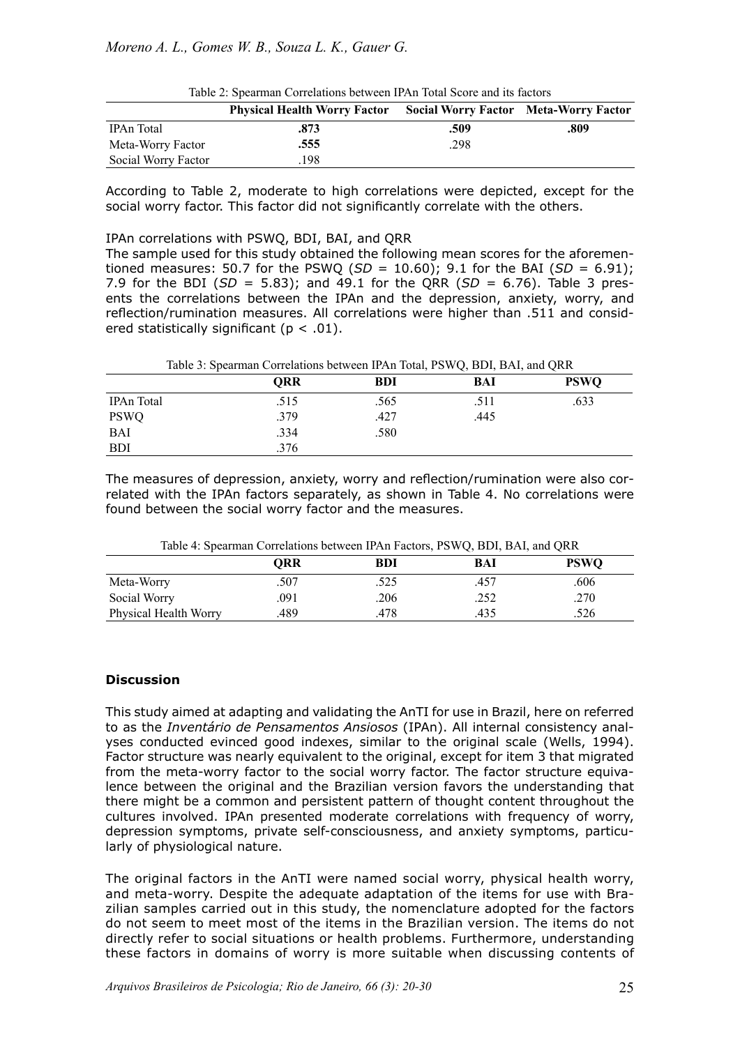Table 2: Spearman Correlations between IPAn Total Score and its factors

| | **Physical Health Worry Factor** | **Social Worry Factor** | **Meta-Worry Factor** |
|---|---|---|---|
| IPAn Total | **.873** | **.509** | **.809** |
| Meta-Worry Factor | **.555** | .298 | |
| Social Worry Factor | .198 | | |

According to Table 2, moderate to high correlations were depicted, except for the social worry factor. This factor did not significantly correlate with the others.

IPAn correlations with PSWQ, BDI, BAI, and QRR

The sample used for this study obtained the following mean scores for the aforementioned measures: 50.7 for the PSWQ (*SD* = 10.60); 9.1 for the BAI (*SD* = 6.91); 7.9 for the BDI (*SD* = 5.83); and 49.1 for the QRR (*SD* = 6.76). Table 3 presents the correlations between the IPAn and the depression, anxiety, worry, and reflection/rumination measures. All correlations were higher than .511 and considered statistically significant ($p < .01$).

Table 3: Spearman Correlations between IPAn Total, PSWQ, BDI, BAI, and QRR

| | **QRR** | **BDI** | **BAI** | **PSWQ** |
|---|---|---|---|---|
| IPAn Total | .515 | .565 | .511 | .633 |
| PSWQ | .379 | .427 | .445 | |
| BAI | .334 | .580 | | |
| BDI | .376 | | | |

The measures of depression, anxiety, worry and reflection/rumination were also correlated with the IPAn factors separately, as shown in Table 4. No correlations were found between the social worry factor and the measures.

Table 4: Spearman Correlations between IPAn Factors, PSWQ, BDI, BAI, and QRR

| | **QRR** | **BDI** | **BAI** | **PSWQ** |
|---|---|---|---|---|
| Meta-Worry | .507 | .525 | .457 | .606 |
| Social Worry | .091 | .206 | .252 | .270 |
| Physical Health Worry | .489 | .478 | .435 | .526 |

## Discussion

This study aimed at adapting and validating the AnTI for use in Brazil, here on referred to as the *Inventário de Pensamentos Ansiosos* (IPAn). All internal consistency analyses conducted evinced good indexes, similar to the original scale (Wells, 1994). Factor structure was nearly equivalent to the original, except for item 3 that migrated from the meta-worry factor to the social worry factor. The factor structure equivalence between the original and the Brazilian version favors the understanding that there might be a common and persistent pattern of thought content throughout the cultures involved. IPAn presented moderate correlations with frequency of worry, depression symptoms, private self-consciousness, and anxiety symptoms, particularly of physiological nature.

The original factors in the AnTI were named social worry, physical health worry, and meta-worry. Despite the adequate adaptation of the items for use with Brazilian samples carried out in this study, the nomenclature adopted for the factors do not seem to meet most of the items in the Brazilian version. The items do not directly refer to social situations or health problems. Furthermore, understanding these factors in domains of worry is more suitable when discussing contents of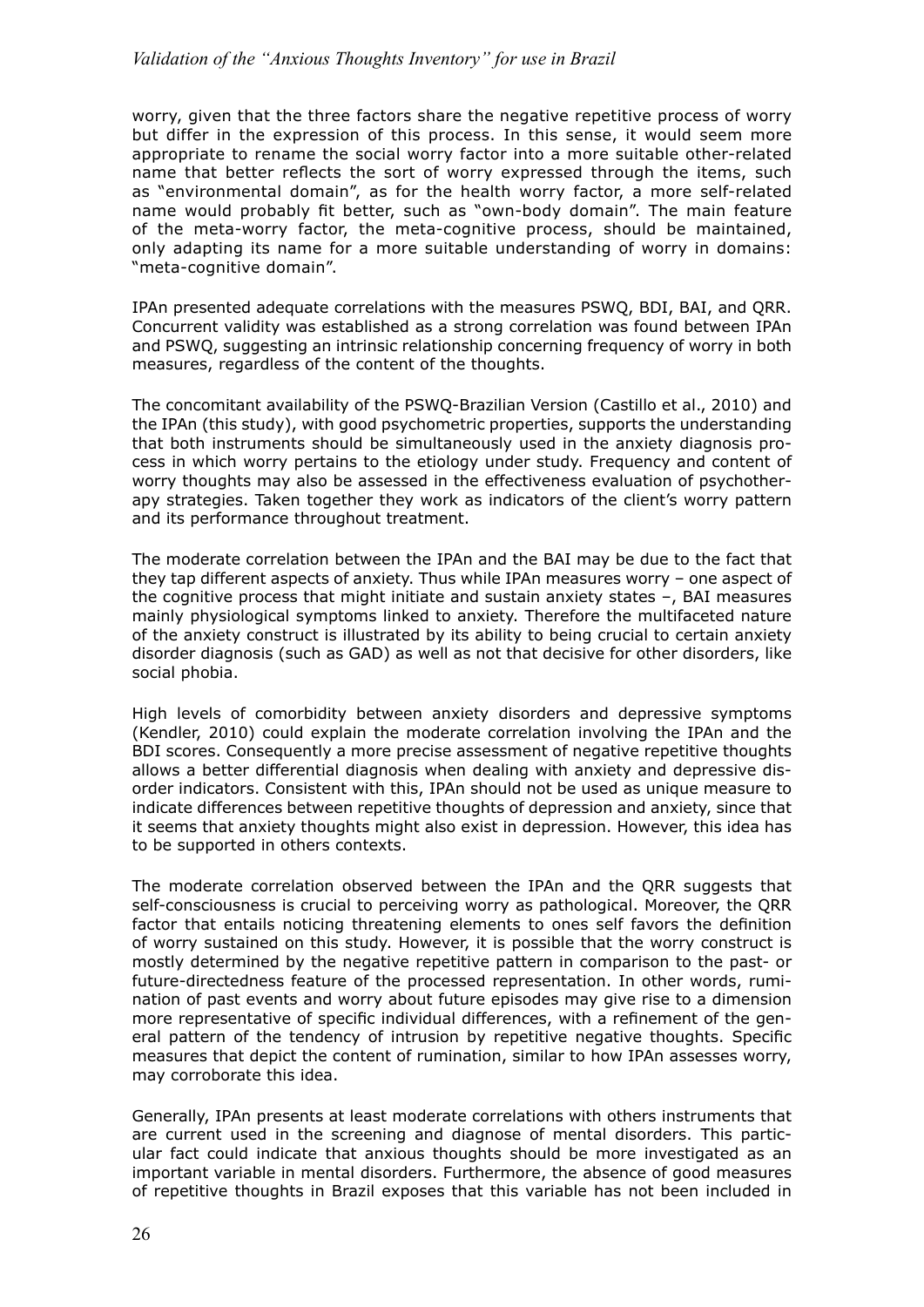worry, given that the three factors share the negative repetitive process of worry but differ in the expression of this process. In this sense, it would seem more appropriate to rename the social worry factor into a more suitable other-related name that better reflects the sort of worry expressed through the items, such as "environmental domain", as for the health worry factor, a more self-related name would probably fit better, such as "own-body domain". The main feature of the meta-worry factor, the meta-cognitive process, should be maintained, only adapting its name for a more suitable understanding of worry in domains: "meta-cognitive domain".

IPAn presented adequate correlations with the measures PSWQ, BDI, BAI, and QRR. Concurrent validity was established as a strong correlation was found between IPAn and PSWQ, suggesting an intrinsic relationship concerning frequency of worry in both measures, regardless of the content of the thoughts.

The concomitant availability of the PSWQ-Brazilian Version (Castillo et al., 2010) and the IPAn (this study), with good psychometric properties, supports the understanding that both instruments should be simultaneously used in the anxiety diagnosis process in which worry pertains to the etiology under study. Frequency and content of worry thoughts may also be assessed in the effectiveness evaluation of psychotherapy strategies. Taken together they work as indicators of the client's worry pattern and its performance throughout treatment.

The moderate correlation between the IPAn and the BAI may be due to the fact that they tap different aspects of anxiety. Thus while IPAn measures worry – one aspect of the cognitive process that might initiate and sustain anxiety states –, BAI measures mainly physiological symptoms linked to anxiety. Therefore the multifaceted nature of the anxiety construct is illustrated by its ability to being crucial to certain anxiety disorder diagnosis (such as GAD) as well as not that decisive for other disorders, like social phobia.

High levels of comorbidity between anxiety disorders and depressive symptoms (Kendler, 2010) could explain the moderate correlation involving the IPAn and the BDI scores. Consequently a more precise assessment of negative repetitive thoughts allows a better differential diagnosis when dealing with anxiety and depressive disorder indicators. Consistent with this, IPAn should not be used as unique measure to indicate differences between repetitive thoughts of depression and anxiety, since that it seems that anxiety thoughts might also exist in depression. However, this idea has to be supported in others contexts.

The moderate correlation observed between the IPAn and the QRR suggests that self-consciousness is crucial to perceiving worry as pathological. Moreover, the QRR factor that entails noticing threatening elements to ones self favors the definition of worry sustained on this study. However, it is possible that the worry construct is mostly determined by the negative repetitive pattern in comparison to the past- or future-directedness feature of the processed representation. In other words, rumination of past events and worry about future episodes may give rise to a dimension more representative of specific individual differences, with a refinement of the general pattern of the tendency of intrusion by repetitive negative thoughts. Specific measures that depict the content of rumination, similar to how IPAn assesses worry, may corroborate this idea.

Generally, IPAn presents at least moderate correlations with others instruments that are current used in the screening and diagnose of mental disorders. This particular fact could indicate that anxious thoughts should be more investigated as an important variable in mental disorders. Furthermore, the absence of good measures of repetitive thoughts in Brazil exposes that this variable has not been included in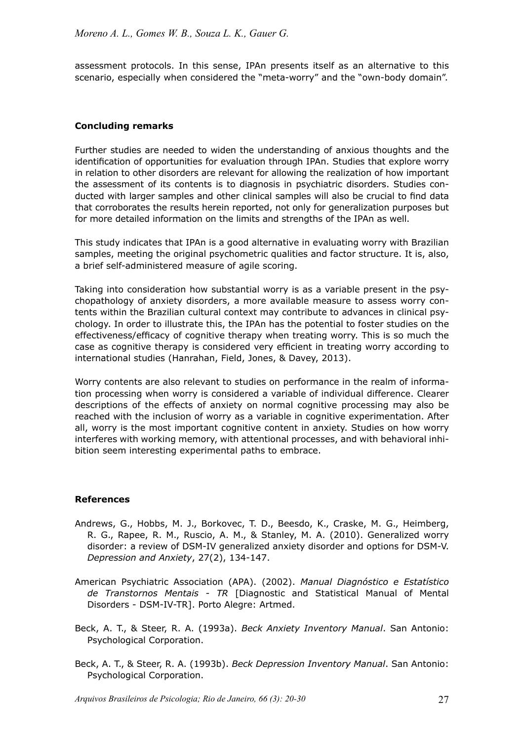assessment protocols. In this sense, IPAn presents itself as an alternative to this scenario, especially when considered the "meta-worry" and the "own-body domain".

## Concluding remarks

Further studies are needed to widen the understanding of anxious thoughts and the identification of opportunities for evaluation through IPAn. Studies that explore worry in relation to other disorders are relevant for allowing the realization of how important the assessment of its contents is to diagnosis in psychiatric disorders. Studies conducted with larger samples and other clinical samples will also be crucial to find data that corroborates the results herein reported, not only for generalization purposes but for more detailed information on the limits and strengths of the IPAn as well.

This study indicates that IPAn is a good alternative in evaluating worry with Brazilian samples, meeting the original psychometric qualities and factor structure. It is, also, a brief self-administered measure of agile scoring.

Taking into consideration how substantial worry is as a variable present in the psychopathology of anxiety disorders, a more available measure to assess worry contents within the Brazilian cultural context may contribute to advances in clinical psychology. In order to illustrate this, the IPAn has the potential to foster studies on the effectiveness/efficacy of cognitive therapy when treating worry. This is so much the case as cognitive therapy is considered very efficient in treating worry according to international studies (Hanrahan, Field, Jones, & Davey, 2013).

Worry contents are also relevant to studies on performance in the realm of information processing when worry is considered a variable of individual difference. Clearer descriptions of the effects of anxiety on normal cognitive processing may also be reached with the inclusion of worry as a variable in cognitive experimentation. After all, worry is the most important cognitive content in anxiety. Studies on how worry interferes with working memory, with attentional processes, and with behavioral inhibition seem interesting experimental paths to embrace.

## References

Andrews, G., Hobbs, M. J., Borkovec, T. D., Beesdo, K., Craske, M. G., Heimberg, R. G., Rapee, R. M., Ruscio, A. M., & Stanley, M. A. (2010). Generalized worry disorder: a review of DSM-IV generalized anxiety disorder and options for DSM-V. *Depression and Anxiety*, 27(2), 134-147.

American Psychiatric Association (APA). (2002). *Manual Diagnóstico e Estatístico de Transtornos Mentais - TR* [Diagnostic and Statistical Manual of Mental Disorders - DSM-IV-TR]. Porto Alegre: Artmed.

Beck, A. T., & Steer, R. A. (1993a). *Beck Anxiety Inventory Manual*. San Antonio: Psychological Corporation.

Beck, A. T., & Steer, R. A. (1993b). *Beck Depression Inventory Manual*. San Antonio: Psychological Corporation.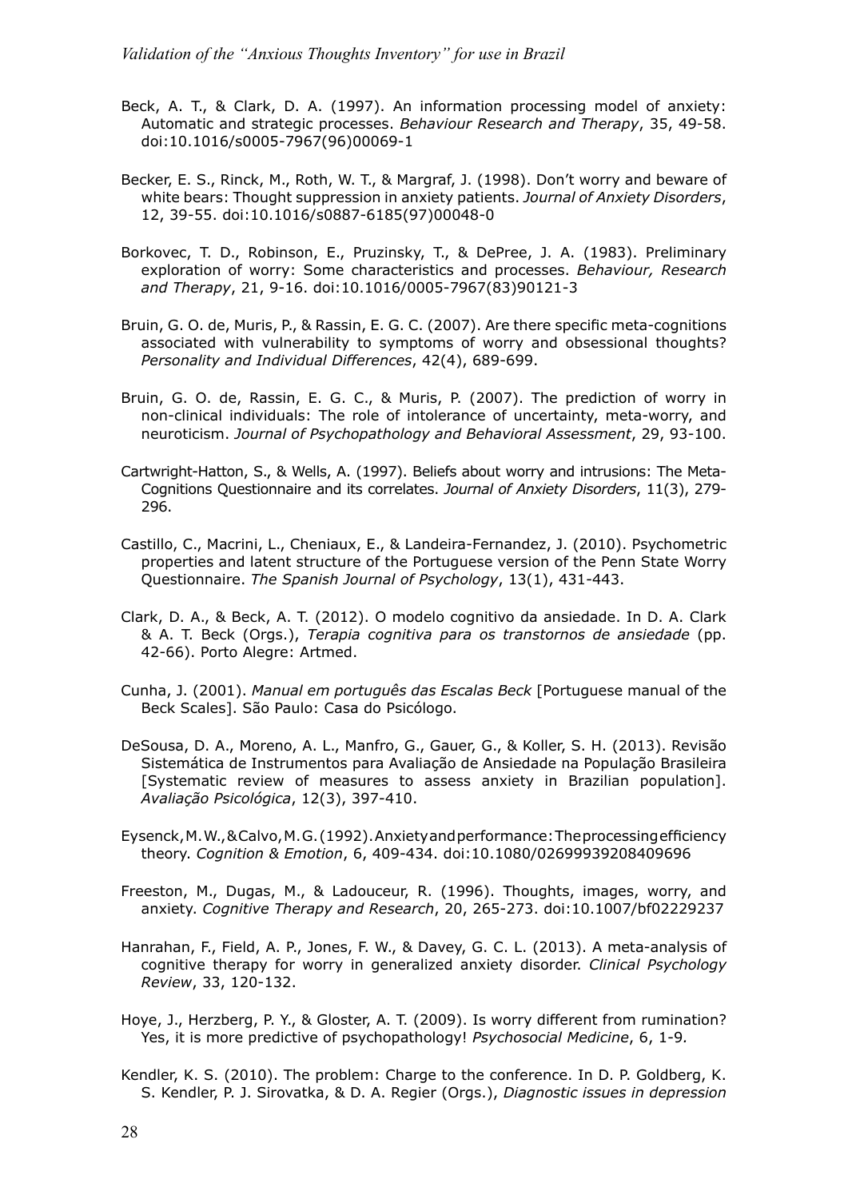Beck, A. T., & Clark, D. A. (1997). An information processing model of anxiety: Automatic and strategic processes. *Behaviour Research and Therapy*, 35, 49-58. doi:10.1016/s0005-7967(96)00069-1

Becker, E. S., Rinck, M., Roth, W. T., & Margraf, J. (1998). Don't worry and beware of white bears: Thought suppression in anxiety patients. *Journal of Anxiety Disorders*, 12, 39-55. doi:10.1016/s0887-6185(97)00048-0

Borkovec, T. D., Robinson, E., Pruzinsky, T., & DePree, J. A. (1983). Preliminary exploration of worry: Some characteristics and processes. *Behaviour, Research and Therapy*, 21, 9-16. doi:10.1016/0005-7967(83)90121-3

Bruin, G. O. de, Muris, P., & Rassin, E. G. C. (2007). Are there specific meta-cognitions associated with vulnerability to symptoms of worry and obsessional thoughts? *Personality and Individual Differences*, 42(4), 689-699.

Bruin, G. O. de, Rassin, E. G. C., & Muris, P. (2007). The prediction of worry in non-clinical individuals: The role of intolerance of uncertainty, meta-worry, and neuroticism. *Journal of Psychopathology and Behavioral Assessment*, 29, 93-100.

Cartwright-Hatton, S., & Wells, A. (1997). Beliefs about worry and intrusions: The Meta-Cognitions Questionnaire and its correlates. *Journal of Anxiety Disorders*, 11(3), 279-296.

Castillo, C., Macrini, L., Cheniaux, E., & Landeira-Fernandez, J. (2010). Psychometric properties and latent structure of the Portuguese version of the Penn State Worry Questionnaire. *The Spanish Journal of Psychology*, 13(1), 431-443.

Clark, D. A., & Beck, A. T. (2012). O modelo cognitivo da ansiedade. In D. A. Clark & A. T. Beck (Orgs.), *Terapia cognitiva para os transtornos de ansiedade* (pp. 42-66). Porto Alegre: Artmed.

Cunha, J. (2001). *Manual em português das Escalas Beck* [Portuguese manual of the Beck Scales]. São Paulo: Casa do Psicólogo.

DeSousa, D. A., Moreno, A. L., Manfro, G., Gauer, G., & Koller, S. H. (2013). Revisão Sistemática de Instrumentos para Avaliação de Ansiedade na População Brasileira [Systematic review of measures to assess anxiety in Brazilian population]. *Avaliação Psicológica*, 12(3), 397-410.

Eysenck, M. W., & Calvo, M. G. (1992). Anxiety and performance: The processing efficiency theory. *Cognition & Emotion*, 6, 409-434. doi:10.1080/02699939208409696

Freeston, M., Dugas, M., & Ladouceur, R. (1996). Thoughts, images, worry, and anxiety. *Cognitive Therapy and Research*, 20, 265-273. doi:10.1007/bf02229237

Hanrahan, F., Field, A. P., Jones, F. W., & Davey, G. C. L. (2013). A meta-analysis of cognitive therapy for worry in generalized anxiety disorder. *Clinical Psychology Review*, 33, 120-132.

Hoye, J., Herzberg, P. Y., & Gloster, A. T. (2009). Is worry different from rumination? Yes, it is more predictive of psychopathology! *Psychosocial Medicine*, 6, 1-9.

Kendler, K. S. (2010). The problem: Charge to the conference. In D. P. Goldberg, K. S. Kendler, P. J. Sirovatka, & D. A. Regier (Orgs.), *Diagnostic issues in depression*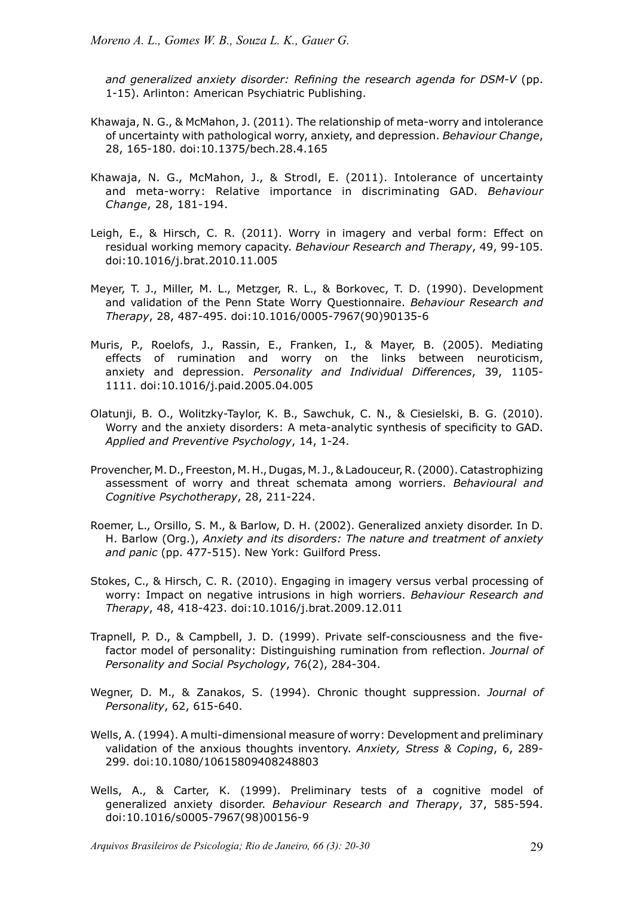*and generalized anxiety disorder: Refining the research agenda for DSM-V* (pp. 1-15). Arlinton: American Psychiatric Publishing.

Khawaja, N. G., & McMahon, J. (2011). The relationship of meta-worry and intolerance of uncertainty with pathological worry, anxiety, and depression. *Behaviour Change*, 28, 165-180. doi:10.1375/bech.28.4.165

Khawaja, N. G., McMahon, J., & Strodl, E. (2011). Intolerance of uncertainty and meta-worry: Relative importance in discriminating GAD. *Behaviour Change*, 28, 181-194.

Leigh, E., & Hirsch, C. R. (2011). Worry in imagery and verbal form: Effect on residual working memory capacity. *Behaviour Research and Therapy*, 49, 99-105. doi:10.1016/j.brat.2010.11.005

Meyer, T. J., Miller, M. L., Metzger, R. L., & Borkovec, T. D. (1990). Development and validation of the Penn State Worry Questionnaire. *Behaviour Research and Therapy*, 28, 487-495. doi:10.1016/0005-7967(90)90135-6

Muris, P., Roelofs, J., Rassin, E., Franken, I., & Mayer, B. (2005). Mediating effects of rumination and worry on the links between neuroticism, anxiety and depression. *Personality and Individual Differences*, 39, 1105-1111. doi:10.1016/j.paid.2005.04.005

Olatunji, B. O., Wolitzky-Taylor, K. B., Sawchuk, C. N., & Ciesielski, B. G. (2010). Worry and the anxiety disorders: A meta-analytic synthesis of specificity to GAD. *Applied and Preventive Psychology*, 14, 1-24.

Provencher, M. D., Freeston, M. H., Dugas, M. J., & Ladouceur, R. (2000). Catastrophizing assessment of worry and threat schemata among worriers. *Behavioural and Cognitive Psychotherapy*, 28, 211-224.

Roemer, L., Orsillo, S. M., & Barlow, D. H. (2002). Generalized anxiety disorder. In D. H. Barlow (Org.), *Anxiety and its disorders: The nature and treatment of anxiety and panic* (pp. 477-515). New York: Guilford Press.

Stokes, C., & Hirsch, C. R. (2010). Engaging in imagery versus verbal processing of worry: Impact on negative intrusions in high worriers. *Behaviour Research and Therapy*, 48, 418-423. doi:10.1016/j.brat.2009.12.011

Trapnell, P. D., & Campbell, J. D. (1999). Private self-consciousness and the five-factor model of personality: Distinguishing rumination from reflection. *Journal of Personality and Social Psychology*, 76(2), 284-304.

Wegner, D. M., & Zanakos, S. (1994). Chronic thought suppression. *Journal of Personality*, 62, 615-640.

Wells, A. (1994). A multi-dimensional measure of worry: Development and preliminary validation of the anxious thoughts inventory. *Anxiety, Stress & Coping*, 6, 289-299. doi:10.1080/10615809408248803

Wells, A., & Carter, K. (1999). Preliminary tests of a cognitive model of generalized anxiety disorder. *Behaviour Research and Therapy*, 37, 585-594. doi:10.1016/s0005-7967(98)00156-9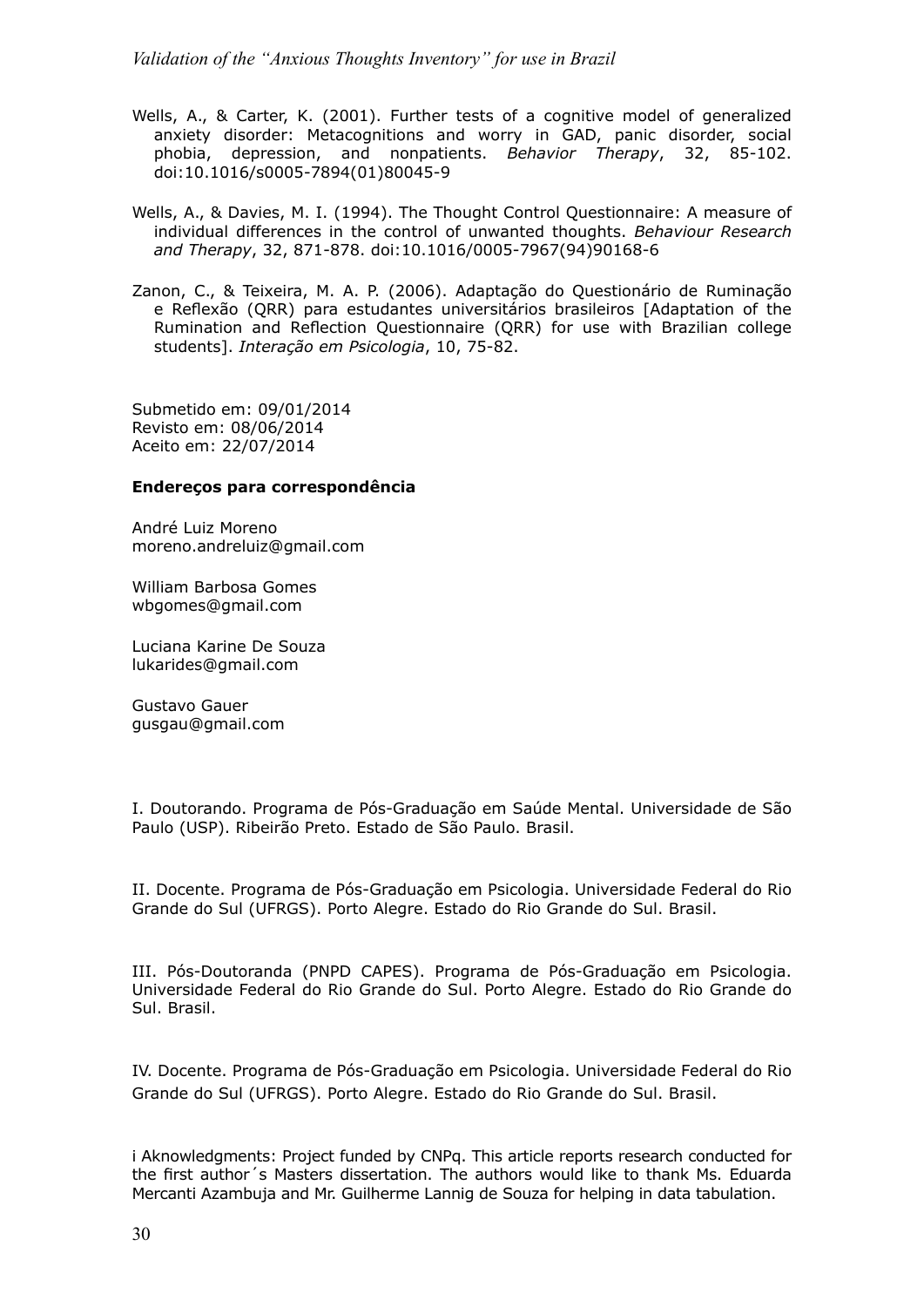Wells, A., & Carter, K. (2001). Further tests of a cognitive model of generalized anxiety disorder: Metacognitions and worry in GAD, panic disorder, social phobia, depression, and nonpatients. *Behavior Therapy*, 32, 85-102. doi:10.1016/s0005-7894(01)80045-9

Wells, A., & Davies, M. I. (1994). The Thought Control Questionnaire: A measure of individual differences in the control of unwanted thoughts. *Behaviour Research and Therapy*, 32, 871-878. doi:10.1016/0005-7967(94)90168-6

Zanon, C., & Teixeira, M. A. P. (2006). Adaptação do Questionário de Ruminação e Reflexão (QRR) para estudantes universitários brasileiros [Adaptation of the Rumination and Reflection Questionnaire (QRR) for use with Brazilian college students]. *Interação em Psicologia*, 10, 75-82.

Submetido em: 09/01/2014
Revisto em: 08/06/2014
Aceito em: 22/07/2014

**Endereços para correspondência**

André Luiz Moreno
moreno.andreluiz@gmail.com

William Barbosa Gomes
wbgomes@gmail.com

Luciana Karine De Souza
lukarides@gmail.com

Gustavo Gauer
gusgau@gmail.com

I. Doutorando. Programa de Pós-Graduação em Saúde Mental. Universidade de São Paulo (USP). Ribeirão Preto. Estado de São Paulo. Brasil.

II. Docente. Programa de Pós-Graduação em Psicologia. Universidade Federal do Rio Grande do Sul (UFRGS). Porto Alegre. Estado do Rio Grande do Sul. Brasil.

III. Pós-Doutoranda (PNPD CAPES). Programa de Pós-Graduação em Psicologia. Universidade Federal do Rio Grande do Sul. Porto Alegre. Estado do Rio Grande do Sul. Brasil.

IV. Docente. Programa de Pós-Graduação em Psicologia. Universidade Federal do Rio Grande do Sul (UFRGS). Porto Alegre. Estado do Rio Grande do Sul. Brasil.

i Aknowledgments: Project funded by CNPq. This article reports research conducted for the first author´s Masters dissertation. The authors would like to thank Ms. Eduarda Mercanti Azambuja and Mr. Guilherme Lannig de Souza for helping in data tabulation.